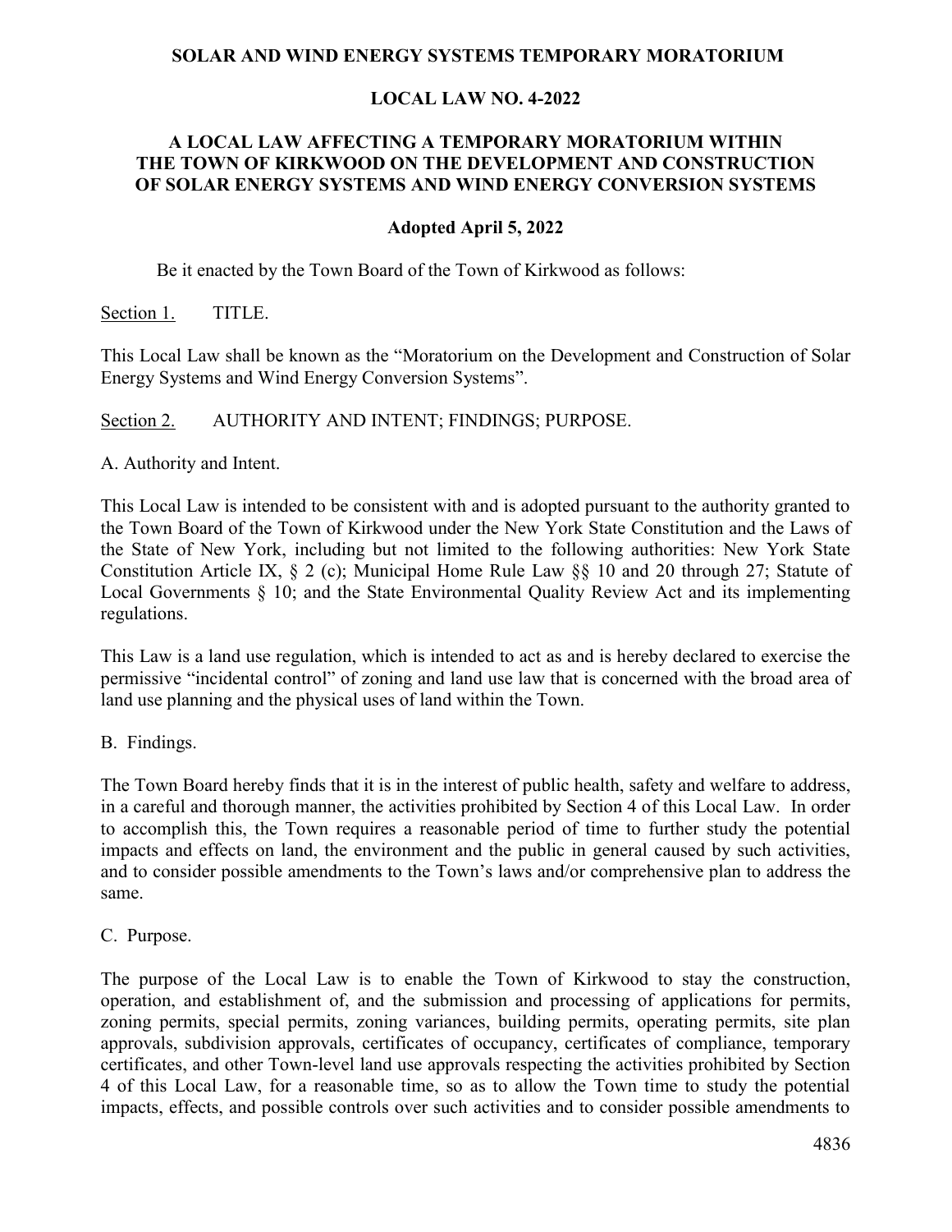# SOLAR AND WIND ENERGY SYSTEMS TEMPORARY MORATORIUM

## LOCAL LAW NO. 4-2022

## A LOCAL LAW AFFECTING A TEMPORARY MORATORIUM WITHIN THE TOWN OF KIRKWOOD ON THE DEVELOPMENT AND CONSTRUCTION OF SOLAR ENERGY SYSTEMS AND WIND ENERGY CONVERSION SYSTEMS

**Adopted April 5, 2022**

Be it enacted by the Town Board of the Town of Kirkwood as follows:

Section 1. TITLE.

This Local Law shall be known as the "Moratorium on the Development and Construction of Solar Energy Systems and Wind Energy Conversion Systems".

Section 2. AUTHORITY AND INTENT; FINDINGS; PURPOSE.

A. Authority and Intent.

This Local Law is intended to be consistent with and is adopted pursuant to the authority granted to the Town Board of the Town of Kirkwood under the New York State Constitution and the Laws of the State of New York, including but not limited to the following authorities: New York State Constitution Article IX, § 2 (c); Municipal Home Rule Law §§ 10 and 20 through 27; Statute of Local Governments § 10; and the State Environmental Quality Review Act and its implementing regulations.

This Law is a land use regulation, which is intended to act as and is hereby declared to exercise the permissive "incidental control" of zoning and land use law that is concerned with the broad area of land use planning and the physical uses of land within the Town.

B. Findings.

The Town Board hereby finds that it is in the interest of public health, safety and welfare to address, in a careful and thorough manner, the activities prohibited by Section 4 of this Local Law. In order to accomplish this, the Town requires a reasonable period of time to further study the potential impacts and effects on land, the environment and the public in general caused by such activities, and to consider possible amendments to the Town's laws and/or comprehensive plan to address the same.

C. Purpose.

The purpose of the Local Law is to enable the Town of Kirkwood to stay the construction, operation, and establishment of, and the submission and processing of applications for permits, zoning permits, special permits, zoning variances, building permits, operating permits, site plan approvals, subdivision approvals, certificates of occupancy, certificates of compliance, temporary certificates, and other Town-level land use approvals respecting the activities prohibited by Section 4 of this Local Law, for a reasonable time, so as to allow the Town time to study the potential impacts, effects, and possible controls over such activities and to consider possible amendments to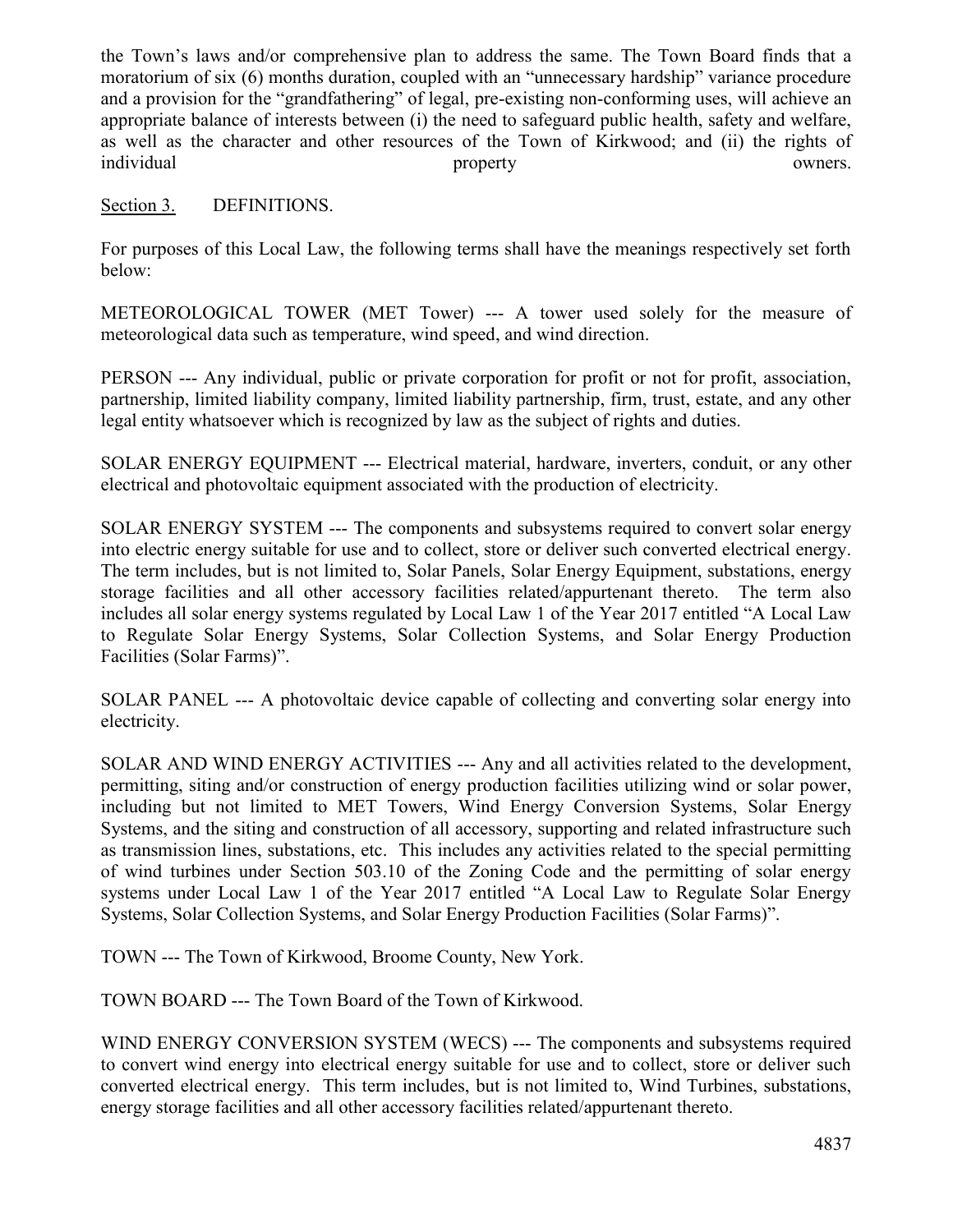the Town's laws and/or comprehensive plan to address the same. The Town Board finds that a moratorium of six (6) months duration, coupled with an "unnecessary hardship" variance procedure and a provision for the "grandfathering" of legal, pre-existing non-conforming uses, will achieve an appropriate balance of interests between (i) the need to safeguard public health, safety and welfare, as well as the character and other resources of the Town of Kirkwood; and (ii) the rights of individual property owners.

<u>Section 3.</u> DEFINITIONS.

For purposes of this Local Law, the following terms shall have the meanings respectively set forth below:

METEOROLOGICAL TOWER (MET Tower) --- A tower used solely for the measure of meteorological data such as temperature, wind speed, and wind direction.

PERSON --- Any individual, public or private corporation for profit or not for profit, association, partnership, limited liability company, limited liability partnership, firm, trust, estate, and any other legal entity whatsoever which is recognized by law as the subject of rights and duties.

SOLAR ENERGY EQUIPMENT --- Electrical material, hardware, inverters, conduit, or any other electrical and photovoltaic equipment associated with the production of electricity.

SOLAR ENERGY SYSTEM --- The components and subsystems required to convert solar energy into electric energy suitable for use and to collect, store or deliver such converted electrical energy. The term includes, but is not limited to, Solar Panels, Solar Energy Equipment, substations, energy storage facilities and all other accessory facilities related/appurtenant thereto. The term also includes all solar energy systems regulated by Local Law 1 of the Year 2017 entitled "A Local Law to Regulate Solar Energy Systems, Solar Collection Systems, and Solar Energy Production Facilities (Solar Farms)".

SOLAR PANEL --- A photovoltaic device capable of collecting and converting solar energy into electricity.

SOLAR AND WIND ENERGY ACTIVITIES --- Any and all activities related to the development, permitting, siting and/or construction of energy production facilities utilizing wind or solar power, including but not limited to MET Towers, Wind Energy Conversion Systems, Solar Energy Systems, and the siting and construction of all accessory, supporting and related infrastructure such as transmission lines, substations, etc. This includes any activities related to the special permitting of wind turbines under Section 503.10 of the Zoning Code and the permitting of solar energy systems under Local Law 1 of the Year 2017 entitled "A Local Law to Regulate Solar Energy Systems, Solar Collection Systems, and Solar Energy Production Facilities (Solar Farms)".

TOWN --- The Town of Kirkwood, Broome County, New York.

TOWN BOARD --- The Town Board of the Town of Kirkwood.

WIND ENERGY CONVERSION SYSTEM (WECS) --- The components and subsystems required to convert wind energy into electrical energy suitable for use and to collect, store or deliver such converted electrical energy. This term includes, but is not limited to, Wind Turbines, substations, energy storage facilities and all other accessory facilities related/appurtenant thereto.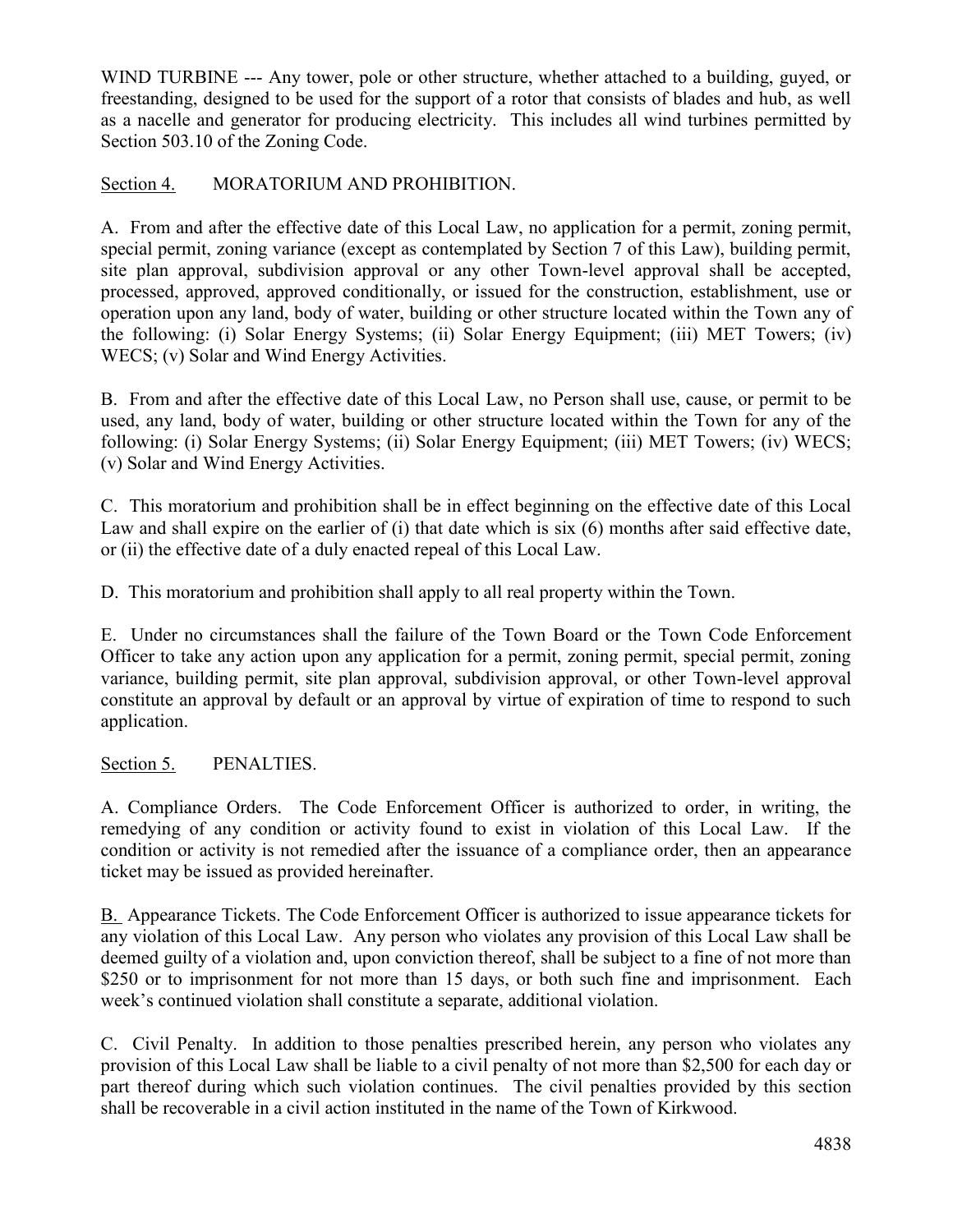WIND TURBINE --- Any tower, pole or other structure, whether attached to a building, guyed, or freestanding, designed to be used for the support of a rotor that consists of blades and hub, as well as a nacelle and generator for producing electricity. This includes all wind turbines permitted by Section 503.10 of the Zoning Code.

Section 4. MORATORIUM AND PROHIBITION.

A. From and after the effective date of this Local Law, no application for a permit, zoning permit, special permit, zoning variance (except as contemplated by Section 7 of this Law), building permit, site plan approval, subdivision approval or any other Town-level approval shall be accepted, processed, approved, approved conditionally, or issued for the construction, establishment, use or operation upon any land, body of water, building or other structure located within the Town any of the following: (i) Solar Energy Systems; (ii) Solar Energy Equipment; (iii) MET Towers; (iv) WECS; (v) Solar and Wind Energy Activities.

B. From and after the effective date of this Local Law, no Person shall use, cause, or permit to be used, any land, body of water, building or other structure located within the Town for any of the following: (i) Solar Energy Systems; (ii) Solar Energy Equipment; (iii) MET Towers; (iv) WECS; (v) Solar and Wind Energy Activities.

C. This moratorium and prohibition shall be in effect beginning on the effective date of this Local Law and shall expire on the earlier of (i) that date which is six (6) months after said effective date, or (ii) the effective date of a duly enacted repeal of this Local Law.

D. This moratorium and prohibition shall apply to all real property within the Town.

E. Under no circumstances shall the failure of the Town Board or the Town Code Enforcement Officer to take any action upon any application for a permit, zoning permit, special permit, zoning variance, building permit, site plan approval, subdivision approval, or other Town-level approval constitute an approval by default or an approval by virtue of expiration of time to respond to such application.

Section 5. PENALTIES.

A. Compliance Orders. The Code Enforcement Officer is authorized to order, in writing, the remedying of any condition or activity found to exist in violation of this Local Law. If the condition or activity is not remedied after the issuance of a compliance order, then an appearance ticket may be issued as provided hereinafter.

B. Appearance Tickets. The Code Enforcement Officer is authorized to issue appearance tickets for any violation of this Local Law. Any person who violates any provision of this Local Law shall be deemed guilty of a violation and, upon conviction thereof, shall be subject to a fine of not more than $250 or to imprisonment for not more than 15 days, or both such fine and imprisonment. Each week's continued violation shall constitute a separate, additional violation.

C. Civil Penalty. In addition to those penalties prescribed herein, any person who violates any provision of this Local Law shall be liable to a civil penalty of not more than $2,500 for each day or part thereof during which such violation continues. The civil penalties provided by this section shall be recoverable in a civil action instituted in the name of the Town of Kirkwood.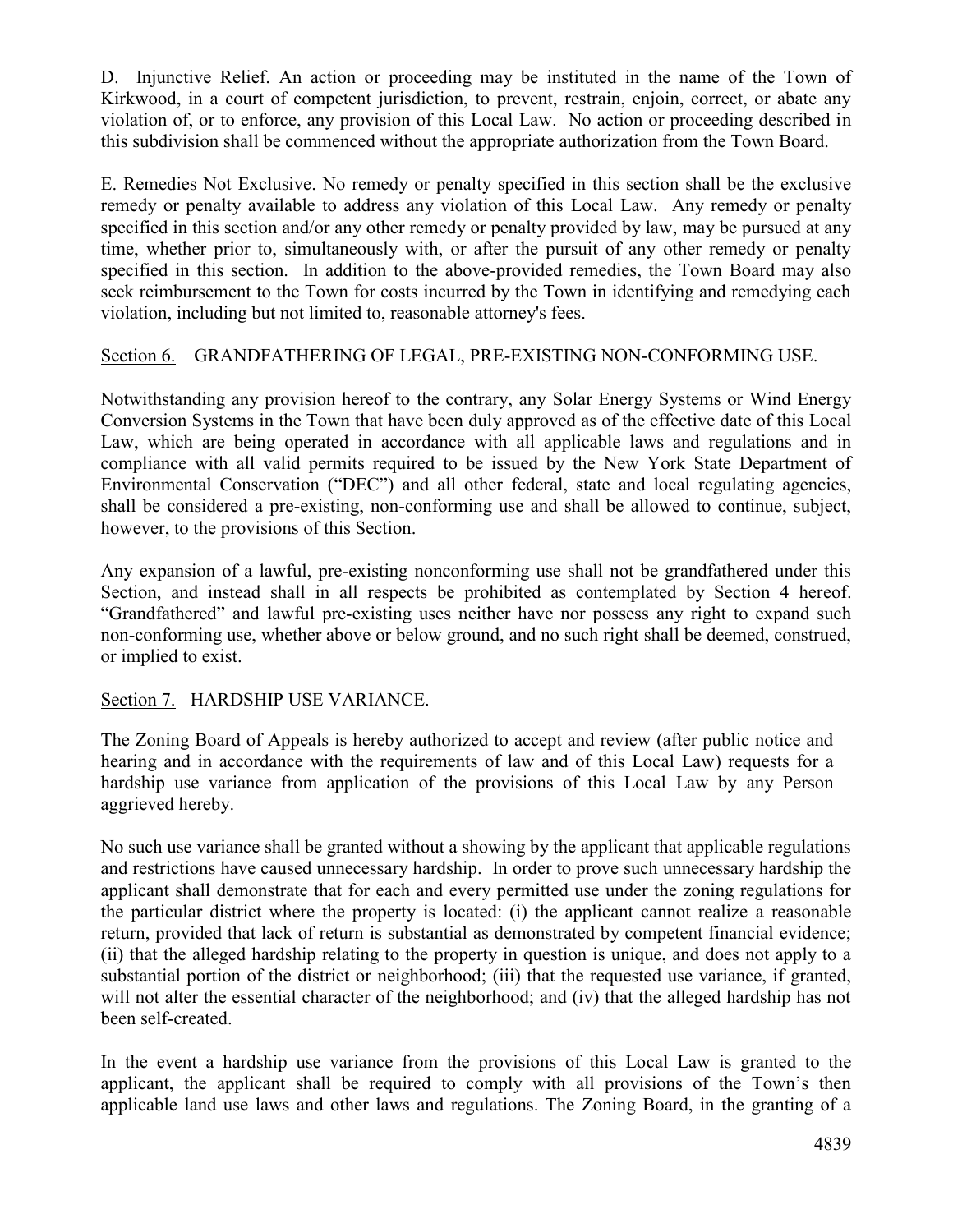D. Injunctive Relief. An action or proceeding may be instituted in the name of the Town of Kirkwood, in a court of competent jurisdiction, to prevent, restrain, enjoin, correct, or abate any violation of, or to enforce, any provision of this Local Law. No action or proceeding described in this subdivision shall be commenced without the appropriate authorization from the Town Board.

E. Remedies Not Exclusive. No remedy or penalty specified in this section shall be the exclusive remedy or penalty available to address any violation of this Local Law. Any remedy or penalty specified in this section and/or any other remedy or penalty provided by law, may be pursued at any time, whether prior to, simultaneously with, or after the pursuit of any other remedy or penalty specified in this section. In addition to the above-provided remedies, the Town Board may also seek reimbursement to the Town for costs incurred by the Town in identifying and remedying each violation, including but not limited to, reasonable attorney's fees.

<u>Section 6.</u> GRANDFATHERING OF LEGAL, PRE-EXISTING NON-CONFORMING USE.

Notwithstanding any provision hereof to the contrary, any Solar Energy Systems or Wind Energy Conversion Systems in the Town that have been duly approved as of the effective date of this Local Law, which are being operated in accordance with all applicable laws and regulations and in compliance with all valid permits required to be issued by the New York State Department of Environmental Conservation ("DEC") and all other federal, state and local regulating agencies, shall be considered a pre-existing, non-conforming use and shall be allowed to continue, subject, however, to the provisions of this Section.

Any expansion of a lawful, pre-existing nonconforming use shall not be grandfathered under this Section, and instead shall in all respects be prohibited as contemplated by Section 4 hereof. "Grandfathered" and lawful pre-existing uses neither have nor possess any right to expand such non-conforming use, whether above or below ground, and no such right shall be deemed, construed, or implied to exist.

<u>Section 7.</u> HARDSHIP USE VARIANCE.

The Zoning Board of Appeals is hereby authorized to accept and review (after public notice and hearing and in accordance with the requirements of law and of this Local Law) requests for a hardship use variance from application of the provisions of this Local Law by any Person aggrieved hereby.

No such use variance shall be granted without a showing by the applicant that applicable regulations and restrictions have caused unnecessary hardship. In order to prove such unnecessary hardship the applicant shall demonstrate that for each and every permitted use under the zoning regulations for the particular district where the property is located: (i) the applicant cannot realize a reasonable return, provided that lack of return is substantial as demonstrated by competent financial evidence; (ii) that the alleged hardship relating to the property in question is unique, and does not apply to a substantial portion of the district or neighborhood; (iii) that the requested use variance, if granted, will not alter the essential character of the neighborhood; and (iv) that the alleged hardship has not been self-created.

In the event a hardship use variance from the provisions of this Local Law is granted to the applicant, the applicant shall be required to comply with all provisions of the Town's then applicable land use laws and other laws and regulations. The Zoning Board, in the granting of a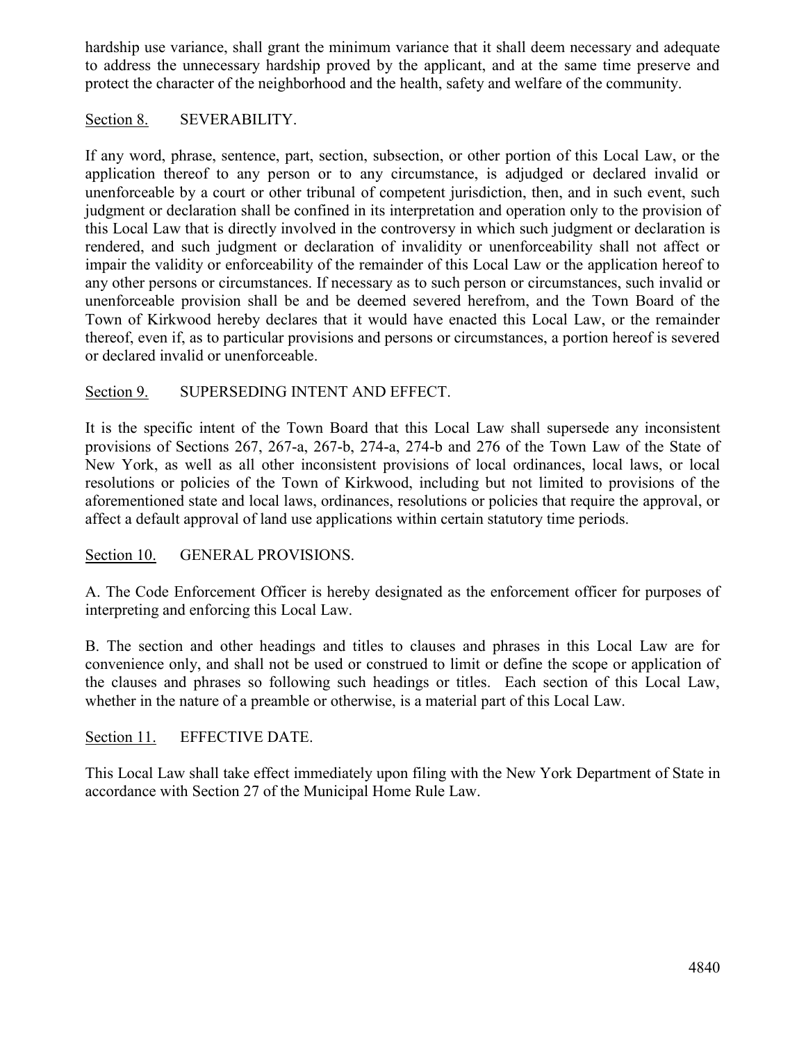hardship use variance, shall grant the minimum variance that it shall deem necessary and adequate to address the unnecessary hardship proved by the applicant, and at the same time preserve and protect the character of the neighborhood and the health, safety and welfare of the community.

Section 8. SEVERABILITY.

If any word, phrase, sentence, part, section, subsection, or other portion of this Local Law, or the application thereof to any person or to any circumstance, is adjudged or declared invalid or unenforceable by a court or other tribunal of competent jurisdiction, then, and in such event, such judgment or declaration shall be confined in its interpretation and operation only to the provision of this Local Law that is directly involved in the controversy in which such judgment or declaration is rendered, and such judgment or declaration of invalidity or unenforceability shall not affect or impair the validity or enforceability of the remainder of this Local Law or the application hereof to any other persons or circumstances. If necessary as to such person or circumstances, such invalid or unenforceable provision shall be and be deemed severed herefrom, and the Town Board of the Town of Kirkwood hereby declares that it would have enacted this Local Law, or the remainder thereof, even if, as to particular provisions and persons or circumstances, a portion hereof is severed or declared invalid or unenforceable.

Section 9. SUPERSEDING INTENT AND EFFECT.

It is the specific intent of the Town Board that this Local Law shall supersede any inconsistent provisions of Sections 267, 267-a, 267-b, 274-a, 274-b and 276 of the Town Law of the State of New York, as well as all other inconsistent provisions of local ordinances, local laws, or local resolutions or policies of the Town of Kirkwood, including but not limited to provisions of the aforementioned state and local laws, ordinances, resolutions or policies that require the approval, or affect a default approval of land use applications within certain statutory time periods.

Section 10. GENERAL PROVISIONS.

A. The Code Enforcement Officer is hereby designated as the enforcement officer for purposes of interpreting and enforcing this Local Law.

B. The section and other headings and titles to clauses and phrases in this Local Law are for convenience only, and shall not be used or construed to limit or define the scope or application of the clauses and phrases so following such headings or titles. Each section of this Local Law, whether in the nature of a preamble or otherwise, is a material part of this Local Law.

Section 11. EFFECTIVE DATE.

This Local Law shall take effect immediately upon filing with the New York Department of State in accordance with Section 27 of the Municipal Home Rule Law.